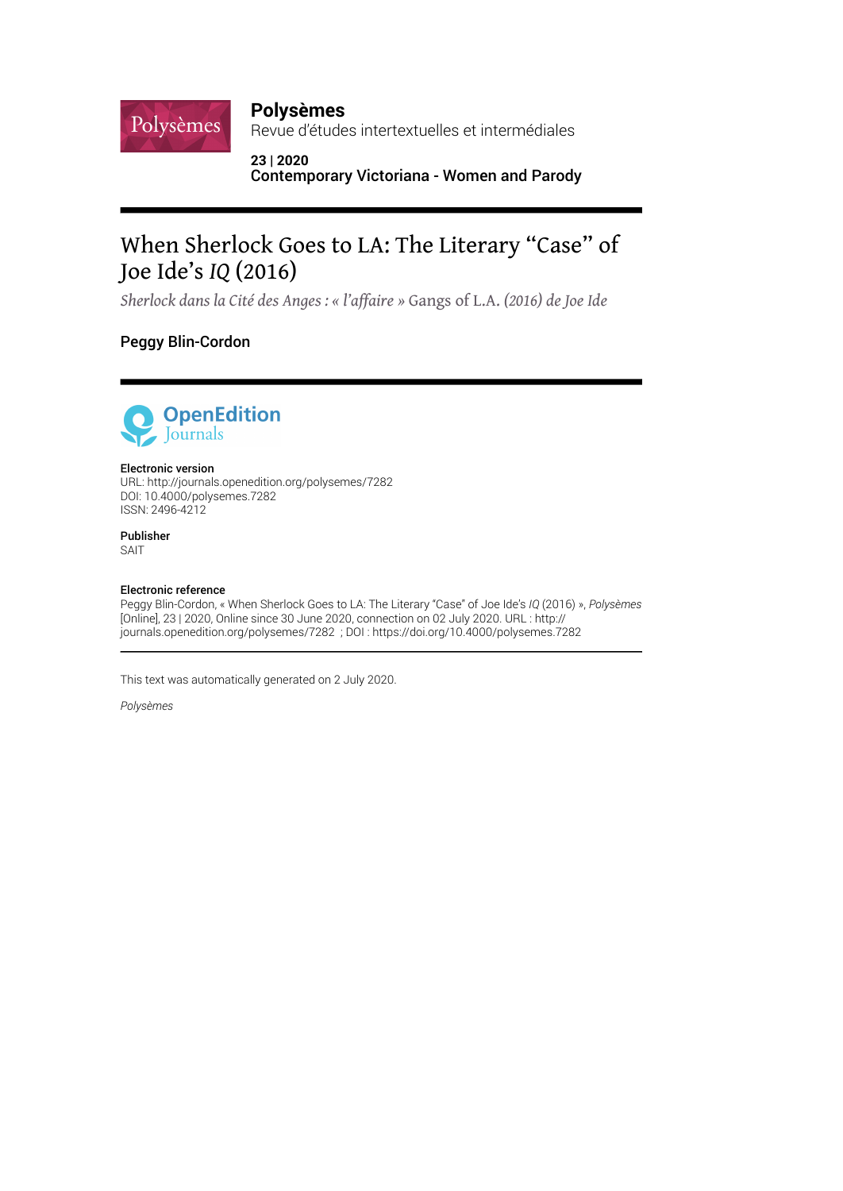**Polysèmes**
Revue d'études intertextuelles et intermédiales

**23 | 2020**
**Contemporary Victoriana - Women and Parody**

# When Sherlock Goes to LA: The Literary "Case" of Joe Ide's *IQ* (2016)

*Sherlock dans la Cité des Anges : « l'affaire »* Gangs of L.A. *(2016) de Joe Ide*

## Peggy Blin-Cordon

OpenEdition Journals

**Electronic version**
URL: http://journals.openedition.org/polysemes/7282
DOI: 10.4000/polysemes.7282
ISSN: 2496-4212

**Publisher**
SAIT

**Electronic reference**
Peggy Blin-Cordon, « When Sherlock Goes to LA: The Literary "Case" of Joe Ide's *IQ* (2016) », *Polysèmes* [Online], 23 | 2020, Online since 30 June 2020, connection on 02 July 2020. URL : http://journals.openedition.org/polysemes/7282 ; DOI : https://doi.org/10.4000/polysemes.7282

This text was automatically generated on 2 July 2020.

*Polysèmes*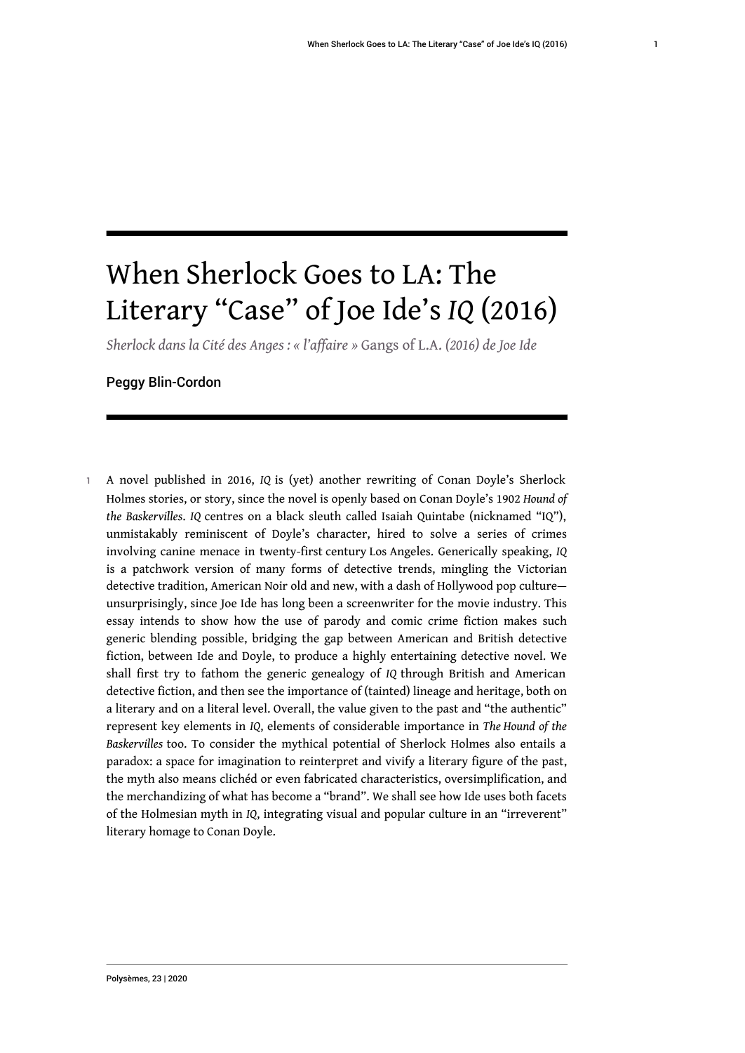# When Sherlock Goes to LA: The Literary "Case" of Joe Ide's *IQ* (2016)

*Sherlock dans la Cité des Anges : « l'affaire »* Gangs of L.A. *(2016) de Joe Ide*

Peggy Blin-Cordon

1 A novel published in 2016, *IQ* is (yet) another rewriting of Conan Doyle's Sherlock Holmes stories, or story, since the novel is openly based on Conan Doyle's 1902 *Hound of the Baskervilles*. *IQ* centres on a black sleuth called Isaiah Quintabe (nicknamed "IQ"), unmistakably reminiscent of Doyle's character, hired to solve a series of crimes involving canine menace in twenty-first century Los Angeles. Generically speaking, *IQ* is a patchwork version of many forms of detective trends, mingling the Victorian detective tradition, American Noir old and new, with a dash of Hollywood pop culture—unsurprisingly, since Joe Ide has long been a screenwriter for the movie industry. This essay intends to show how the use of parody and comic crime fiction makes such generic blending possible, bridging the gap between American and British detective fiction, between Ide and Doyle, to produce a highly entertaining detective novel. We shall first try to fathom the generic genealogy of *IQ* through British and American detective fiction, and then see the importance of (tainted) lineage and heritage, both on a literary and on a literal level. Overall, the value given to the past and "the authentic" represent key elements in *IQ*, elements of considerable importance in *The Hound of the Baskervilles* too. To consider the mythical potential of Sherlock Holmes also entails a paradox: a space for imagination to reinterpret and vivify a literary figure of the past, the myth also means clichéd or even fabricated characteristics, oversimplification, and the merchandizing of what has become a "brand". We shall see how Ide uses both facets of the Holmesian myth in *IQ*, integrating visual and popular culture in an "irreverent" literary homage to Conan Doyle.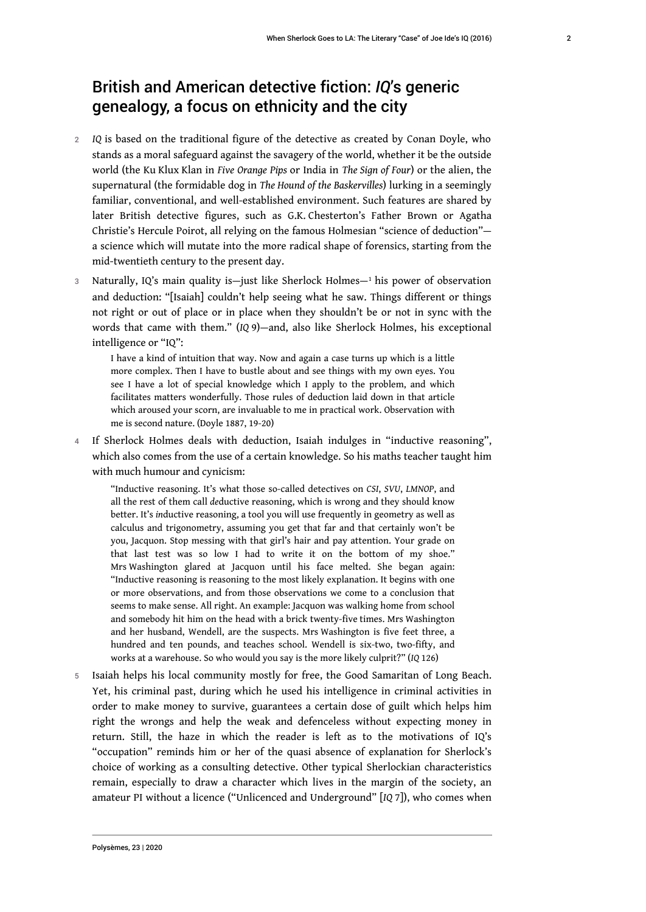## British and American detective fiction: *IQ*'s generic genealogy, a focus on ethnicity and the city

2 *IQ* is based on the traditional figure of the detective as created by Conan Doyle, who stands as a moral safeguard against the savagery of the world, whether it be the outside world (the Ku Klux Klan in *Five Orange Pips* or India in *The Sign of Four*) or the alien, the supernatural (the formidable dog in *The Hound of the Baskervilles*) lurking in a seemingly familiar, conventional, and well-established environment. Such features are shared by later British detective figures, such as G.K. Chesterton's Father Brown or Agatha Christie's Hercule Poirot, all relying on the famous Holmesian "science of deduction"—a science which will mutate into the more radical shape of forensics, starting from the mid-twentieth century to the present day.

3 Naturally, IQ's main quality is—just like Sherlock Holmes—[1] his power of observation and deduction: "[Isaiah] couldn't help seeing what he saw. Things different or things not right or out of place or in place when they shouldn't be or not in sync with the words that came with them." (*IQ* 9)—and, also like Sherlock Holmes, his exceptional intelligence or "IQ":

> I have a kind of intuition that way. Now and again a case turns up which is a little more complex. Then I have to bustle about and see things with my own eyes. You see I have a lot of special knowledge which I apply to the problem, and which facilitates matters wonderfully. Those rules of deduction laid down in that article which aroused your scorn, are invaluable to me in practical work. Observation with me is second nature. (Doyle 1887, 19-20)

4 If Sherlock Holmes deals with deduction, Isaiah indulges in "inductive reasoning", which also comes from the use of a certain knowledge. So his maths teacher taught him with much humour and cynicism:

> "Inductive reasoning. It's what those so-called detectives on *CSI*, *SVU*, *LMNOP*, and all the rest of them call *de*ductive reasoning, which is wrong and they should know better. It's *in*ductive reasoning, a tool you will use frequently in geometry as well as calculus and trigonometry, assuming you get that far and that certainly won't be you, Jacquon. Stop messing with that girl's hair and pay attention. Your grade on that last test was so low I had to write it on the bottom of my shoe." Mrs Washington glared at Jacquon until his face melted. She began again: "Inductive reasoning is reasoning to the most likely explanation. It begins with one or more observations, and from those observations we come to a conclusion that seems to make sense. All right. An example: Jacquon was walking home from school and somebody hit him on the head with a brick twenty-five times. Mrs Washington and her husband, Wendell, are the suspects. Mrs Washington is five feet three, a hundred and ten pounds, and teaches school. Wendell is six-two, two-fifty, and works at a warehouse. So who would you say is the more likely culprit?" (*IQ* 126)

5 Isaiah helps his local community mostly for free, the Good Samaritan of Long Beach. Yet, his criminal past, during which he used his intelligence in criminal activities in order to make money to survive, guarantees a certain dose of guilt which helps him right the wrongs and help the weak and defenceless without expecting money in return. Still, the haze in which the reader is left as to the motivations of IQ's "occupation" reminds him or her of the quasi absence of explanation for Sherlock's choice of working as a consulting detective. Other typical Sherlockian characteristics remain, especially to draw a character which lives in the margin of the society, an amateur PI without a licence ("Unlicenced and Underground" [*IQ* 7]), who comes when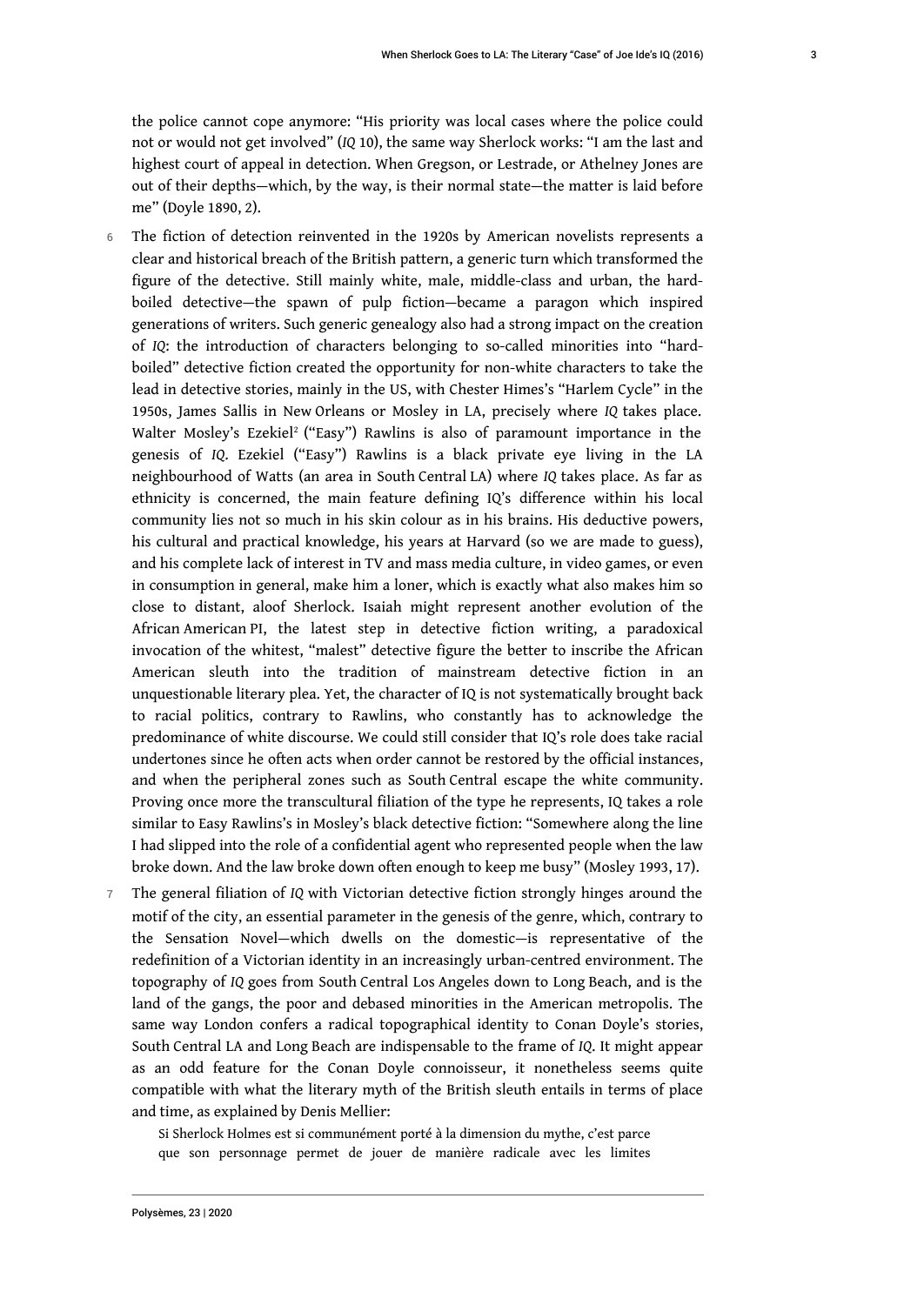the police cannot cope anymore: "His priority was local cases where the police could not or would not get involved" (*IQ* 10), the same way Sherlock works: "I am the last and highest court of appeal in detection. When Gregson, or Lestrade, or Athelney Jones are out of their depths—which, by the way, is their normal state—the matter is laid before me" (Doyle 1890, 2).

6 The fiction of detection reinvented in the 1920s by American novelists represents a clear and historical breach of the British pattern, a generic turn which transformed the figure of the detective. Still mainly white, male, middle-class and urban, the hard-boiled detective—the spawn of pulp fiction—became a paragon which inspired generations of writers. Such generic genealogy also had a strong impact on the creation of *IQ*: the introduction of characters belonging to so-called minorities into "hard-boiled" detective fiction created the opportunity for non-white characters to take the lead in detective stories, mainly in the US, with Chester Himes's "Harlem Cycle" in the 1950s, James Sallis in New Orleans or Mosley in LA, precisely where *IQ* takes place. Walter Mosley's Ezekiel[2] ("Easy") Rawlins is also of paramount importance in the genesis of *IQ*. Ezekiel ("Easy") Rawlins is a black private eye living in the LA neighbourhood of Watts (an area in South Central LA) where *IQ* takes place. As far as ethnicity is concerned, the main feature defining IQ's difference within his local community lies not so much in his skin colour as in his brains. His deductive powers, his cultural and practical knowledge, his years at Harvard (so we are made to guess), and his complete lack of interest in TV and mass media culture, in video games, or even in consumption in general, make him a loner, which is exactly what also makes him so close to distant, aloof Sherlock. Isaiah might represent another evolution of the African American PI, the latest step in detective fiction writing, a paradoxical invocation of the whitest, "malest" detective figure the better to inscribe the African American sleuth into the tradition of mainstream detective fiction in an unquestionable literary plea. Yet, the character of IQ is not systematically brought back to racial politics, contrary to Rawlins, who constantly has to acknowledge the predominance of white discourse. We could still consider that IQ's role does take racial undertones since he often acts when order cannot be restored by the official instances, and when the peripheral zones such as South Central escape the white community. Proving once more the transcultural filiation of the type he represents, IQ takes a role similar to Easy Rawlins's in Mosley's black detective fiction: "Somewhere along the line I had slipped into the role of a confidential agent who represented people when the law broke down. And the law broke down often enough to keep me busy" (Mosley 1993, 17).

7 The general filiation of *IQ* with Victorian detective fiction strongly hinges around the motif of the city, an essential parameter in the genesis of the genre, which, contrary to the Sensation Novel—which dwells on the domestic—is representative of the redefinition of a Victorian identity in an increasingly urban-centred environment. The topography of *IQ* goes from South Central Los Angeles down to Long Beach, and is the land of the gangs, the poor and debased minorities in the American metropolis. The same way London confers a radical topographical identity to Conan Doyle's stories, South Central LA and Long Beach are indispensable to the frame of *IQ*. It might appear as an odd feature for the Conan Doyle connoisseur, it nonetheless seems quite compatible with what the literary myth of the British sleuth entails in terms of place and time, as explained by Denis Mellier:

> Si Sherlock Holmes est si communément porté à la dimension du mythe, c'est parce que son personnage permet de jouer de manière radicale avec les limites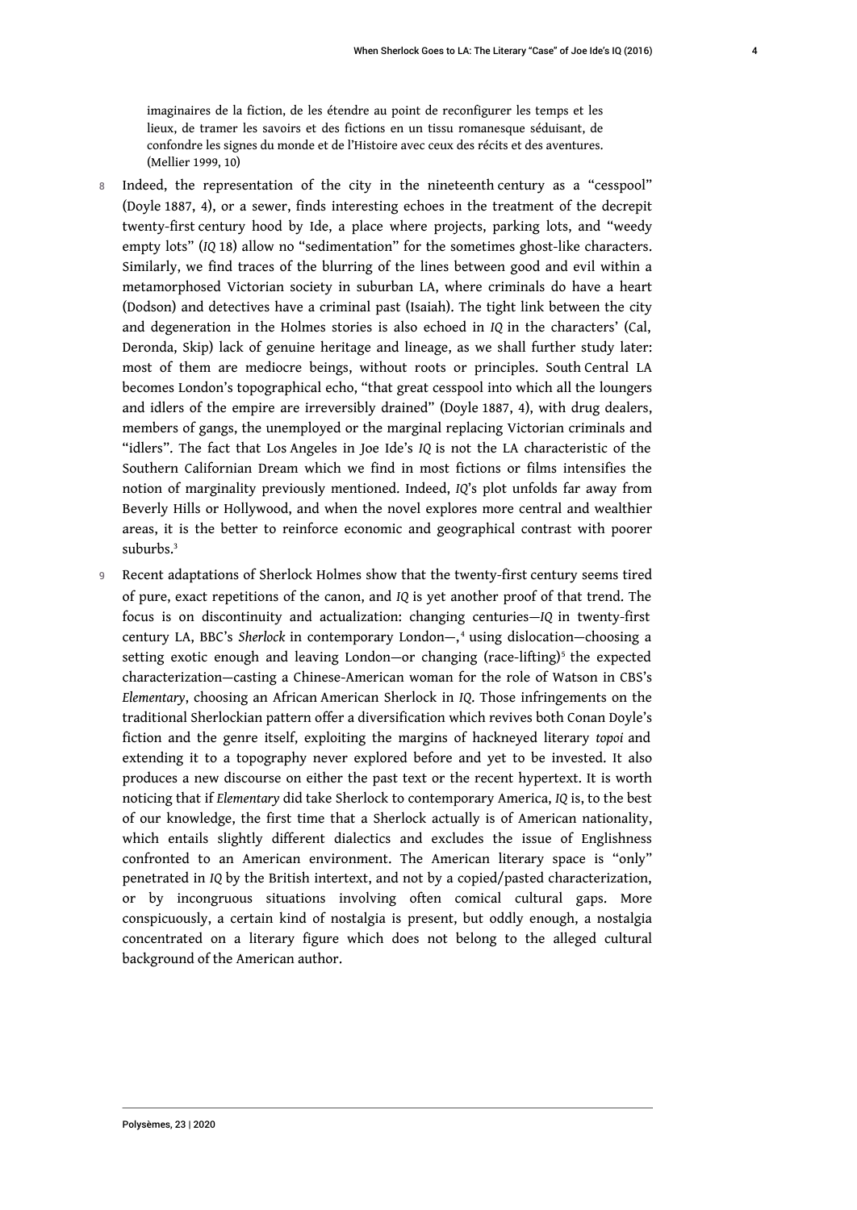> imaginaires de la fiction, de les étendre au point de reconfigurer les temps et les lieux, de tramer les savoirs et des fictions en un tissu romanesque séduisant, de confondre les signes du monde et de l'Histoire avec ceux des récits et des aventures. (Mellier 1999, 10)

8 Indeed, the representation of the city in the nineteenth century as a "cesspool" (Doyle 1887, 4), or a sewer, finds interesting echoes in the treatment of the decrepit twenty-first century hood by Ide, a place where projects, parking lots, and "weedy empty lots" (*IQ* 18) allow no "sedimentation" for the sometimes ghost-like characters. Similarly, we find traces of the blurring of the lines between good and evil within a metamorphosed Victorian society in suburban LA, where criminals do have a heart (Dodson) and detectives have a criminal past (Isaiah). The tight link between the city and degeneration in the Holmes stories is also echoed in *IQ* in the characters' (Cal, Deronda, Skip) lack of genuine heritage and lineage, as we shall further study later: most of them are mediocre beings, without roots or principles. South Central LA becomes London's topographical echo, "that great cesspool into which all the loungers and idlers of the empire are irreversibly drained" (Doyle 1887, 4), with drug dealers, members of gangs, the unemployed or the marginal replacing Victorian criminals and "idlers". The fact that Los Angeles in Joe Ide's *IQ* is not the LA characteristic of the Southern Californian Dream which we find in most fictions or films intensifies the notion of marginality previously mentioned. Indeed, *IQ*'s plot unfolds far away from Beverly Hills or Hollywood, and when the novel explores more central and wealthier areas, it is the better to reinforce economic and geographical contrast with poorer suburbs.[3]

9 Recent adaptations of Sherlock Holmes show that the twenty-first century seems tired of pure, exact repetitions of the canon, and *IQ* is yet another proof of that trend. The focus is on discontinuity and actualization: changing centuries—*IQ* in twenty-first century LA, BBC's *Sherlock* in contemporary London—,[4] using dislocation—choosing a setting exotic enough and leaving London—or changing (race-lifting)[5] the expected characterization—casting a Chinese-American woman for the role of Watson in CBS's *Elementary*, choosing an African American Sherlock in *IQ*. Those infringements on the traditional Sherlockian pattern offer a diversification which revives both Conan Doyle's fiction and the genre itself, exploiting the margins of hackneyed literary *topoi* and extending it to a topography never explored before and yet to be invested. It also produces a new discourse on either the past text or the recent hypertext. It is worth noticing that if *Elementary* did take Sherlock to contemporary America, *IQ* is, to the best of our knowledge, the first time that a Sherlock actually is of American nationality, which entails slightly different dialectics and excludes the issue of Englishness confronted to an American environment. The American literary space is "only" penetrated in *IQ* by the British intertext, and not by a copied/pasted characterization, or by incongruous situations involving often comical cultural gaps. More conspicuously, a certain kind of nostalgia is present, but oddly enough, a nostalgia concentrated on a literary figure which does not belong to the alleged cultural background of the American author.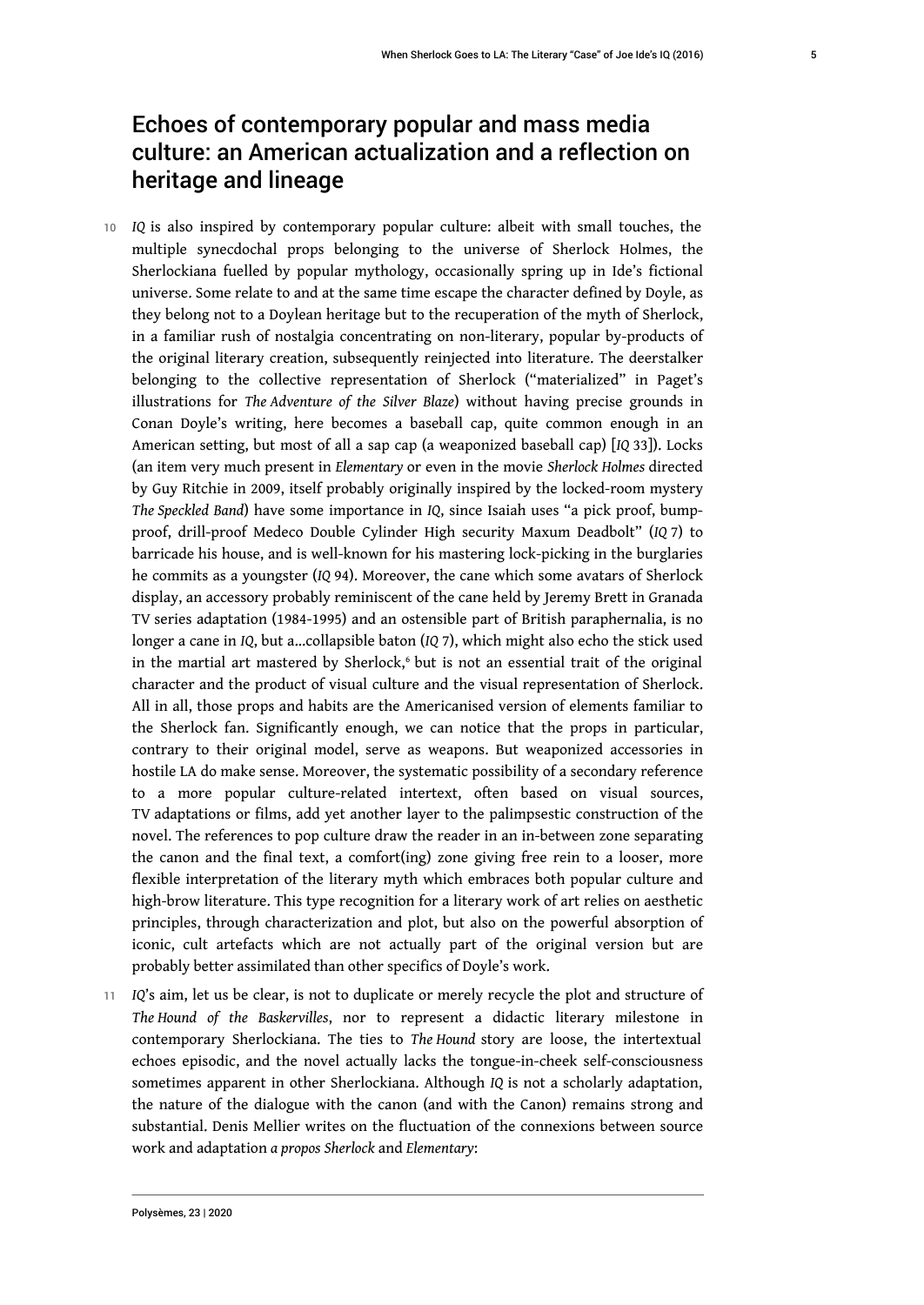## Echoes of contemporary popular and mass media culture: an American actualization and a reflection on heritage and lineage

10 *IQ* is also inspired by contemporary popular culture: albeit with small touches, the multiple synecdochal props belonging to the universe of Sherlock Holmes, the Sherlockiana fuelled by popular mythology, occasionally spring up in Ide's fictional universe. Some relate to and at the same time escape the character defined by Doyle, as they belong not to a Doylean heritage but to the recuperation of the myth of Sherlock, in a familiar rush of nostalgia concentrating on non-literary, popular by-products of the original literary creation, subsequently reinjected into literature. The deerstalker belonging to the collective representation of Sherlock ("materialized" in Paget's illustrations for *The Adventure of the Silver Blaze*) without having precise grounds in Conan Doyle's writing, here becomes a baseball cap, quite common enough in an American setting, but most of all a sap cap (a weaponized baseball cap) [*IQ* 33]). Locks (an item very much present in *Elementary* or even in the movie *Sherlock Holmes* directed by Guy Ritchie in 2009, itself probably originally inspired by the locked-room mystery *The Speckled Band*) have some importance in *IQ*, since Isaiah uses "a pick proof, bump-proof, drill-proof Medeco Double Cylinder High security Maxum Deadbolt" (*IQ* 7) to barricade his house, and is well-known for his mastering lock-picking in the burglaries he commits as a youngster (*IQ* 94). Moreover, the cane which some avatars of Sherlock display, an accessory probably reminiscent of the cane held by Jeremy Brett in Granada TV series adaptation (1984-1995) and an ostensible part of British paraphernalia, is no longer a cane in *IQ*, but a...collapsible baton (*IQ* 7), which might also echo the stick used in the martial art mastered by Sherlock,[6] but is not an essential trait of the original character and the product of visual culture and the visual representation of Sherlock. All in all, those props and habits are the Americanised version of elements familiar to the Sherlock fan. Significantly enough, we can notice that the props in particular, contrary to their original model, serve as weapons. But weaponized accessories in hostile LA do make sense. Moreover, the systematic possibility of a secondary reference to a more popular culture-related intertext, often based on visual sources, TV adaptations or films, add yet another layer to the palimpsestic construction of the novel. The references to pop culture draw the reader in an in-between zone separating the canon and the final text, a comfort(ing) zone giving free rein to a looser, more flexible interpretation of the literary myth which embraces both popular culture and high-brow literature. This type recognition for a literary work of art relies on aesthetic principles, through characterization and plot, but also on the powerful absorption of iconic, cult artefacts which are not actually part of the original version but are probably better assimilated than other specifics of Doyle's work.

11 *IQ*'s aim, let us be clear, is not to duplicate or merely recycle the plot and structure of *The Hound of the Baskervilles*, nor to represent a didactic literary milestone in contemporary Sherlockiana. The ties to *The Hound* story are loose, the intertextual echoes episodic, and the novel actually lacks the tongue-in-cheek self-consciousness sometimes apparent in other Sherlockiana. Although *IQ* is not a scholarly adaptation, the nature of the dialogue with the canon (and with the Canon) remains strong and substantial. Denis Mellier writes on the fluctuation of the connexions between source work and adaptation *a propos Sherlock* and *Elementary*: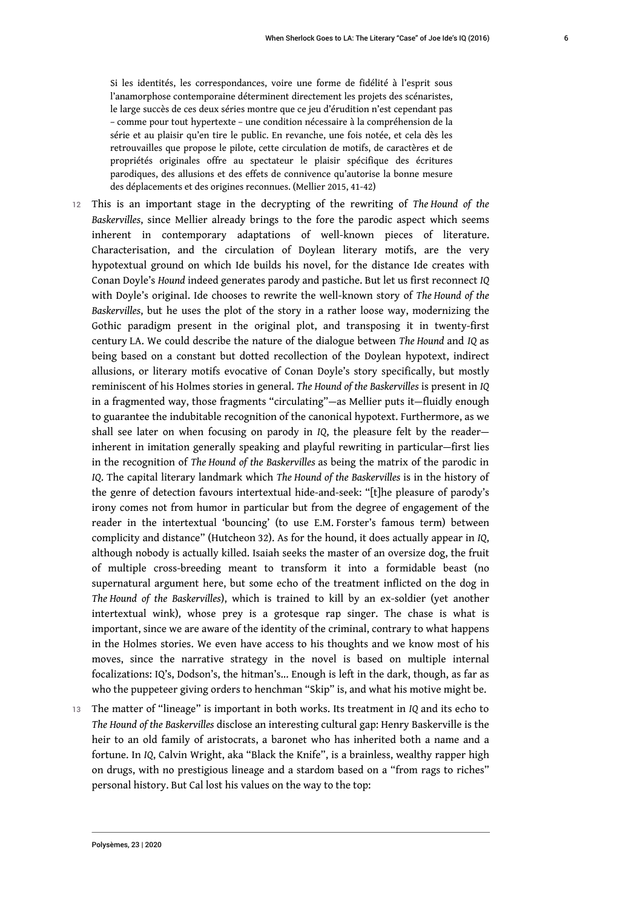> Si les identités, les correspondances, voire une forme de fidélité à l'esprit sous l'anamorphose contemporaine déterminent directement les projets des scénaristes, le large succès de ces deux séries montre que ce jeu d'érudition n'est cependant pas – comme pour tout hypertexte – une condition nécessaire à la compréhension de la série et au plaisir qu'en tire le public. En revanche, une fois notée, et cela dès les retrouvailles que propose le pilote, cette circulation de motifs, de caractères et de propriétés originales offre au spectateur le plaisir spécifique des écritures parodiques, des allusions et des effets de connivence qu'autorise la bonne mesure des déplacements et des origines reconnues. (Mellier 2015, 41-42)

12 This is an important stage in the decrypting of the rewriting of *The Hound of the Baskervilles*, since Mellier already brings to the fore the parodic aspect which seems inherent in contemporary adaptations of well-known pieces of literature. Characterisation, and the circulation of Doylean literary motifs, are the very hypotextual ground on which Ide builds his novel, for the distance Ide creates with Conan Doyle's *Hound* indeed generates parody and pastiche. But let us first reconnect *IQ* with Doyle's original. Ide chooses to rewrite the well-known story of *The Hound of the Baskervilles*, but he uses the plot of the story in a rather loose way, modernizing the Gothic paradigm present in the original plot, and transposing it in twenty-first century LA. We could describe the nature of the dialogue between *The Hound* and *IQ* as being based on a constant but dotted recollection of the Doylean hypotext, indirect allusions, or literary motifs evocative of Conan Doyle's story specifically, but mostly reminiscent of his Holmes stories in general. *The Hound of the Baskervilles* is present in *IQ* in a fragmented way, those fragments "circulating"—as Mellier puts it—fluidly enough to guarantee the indubitable recognition of the canonical hypotext. Furthermore, as we shall see later on when focusing on parody in *IQ*, the pleasure felt by the reader—inherent in imitation generally speaking and playful rewriting in particular—first lies in the recognition of *The Hound of the Baskervilles* as being the matrix of the parodic in *IQ*. The capital literary landmark which *The Hound of the Baskervilles* is in the history of the genre of detection favours intertextual hide-and-seek: "[t]he pleasure of parody's irony comes not from humor in particular but from the degree of engagement of the reader in the intertextual 'bouncing' (to use E.M. Forster's famous term) between complicity and distance" (Hutcheon 32). As for the hound, it does actually appear in *IQ*, although nobody is actually killed. Isaiah seeks the master of an oversize dog, the fruit of multiple cross-breeding meant to transform it into a formidable beast (no supernatural argument here, but some echo of the treatment inflicted on the dog in *The Hound of the Baskervilles*), which is trained to kill by an ex-soldier (yet another intertextual wink), whose prey is a grotesque rap singer. The chase is what is important, since we are aware of the identity of the criminal, contrary to what happens in the Holmes stories. We even have access to his thoughts and we know most of his moves, since the narrative strategy in the novel is based on multiple internal focalizations: IQ's, Dodson's, the hitman's... Enough is left in the dark, though, as far as who the puppeteer giving orders to henchman "Skip" is, and what his motive might be.

13 The matter of "lineage" is important in both works. Its treatment in *IQ* and its echo to *The Hound of the Baskervilles* disclose an interesting cultural gap: Henry Baskerville is the heir to an old family of aristocrats, a baronet who has inherited both a name and a fortune. In *IQ*, Calvin Wright, aka "Black the Knife", is a brainless, wealthy rapper high on drugs, with no prestigious lineage and a stardom based on a "from rags to riches" personal history. But Cal lost his values on the way to the top: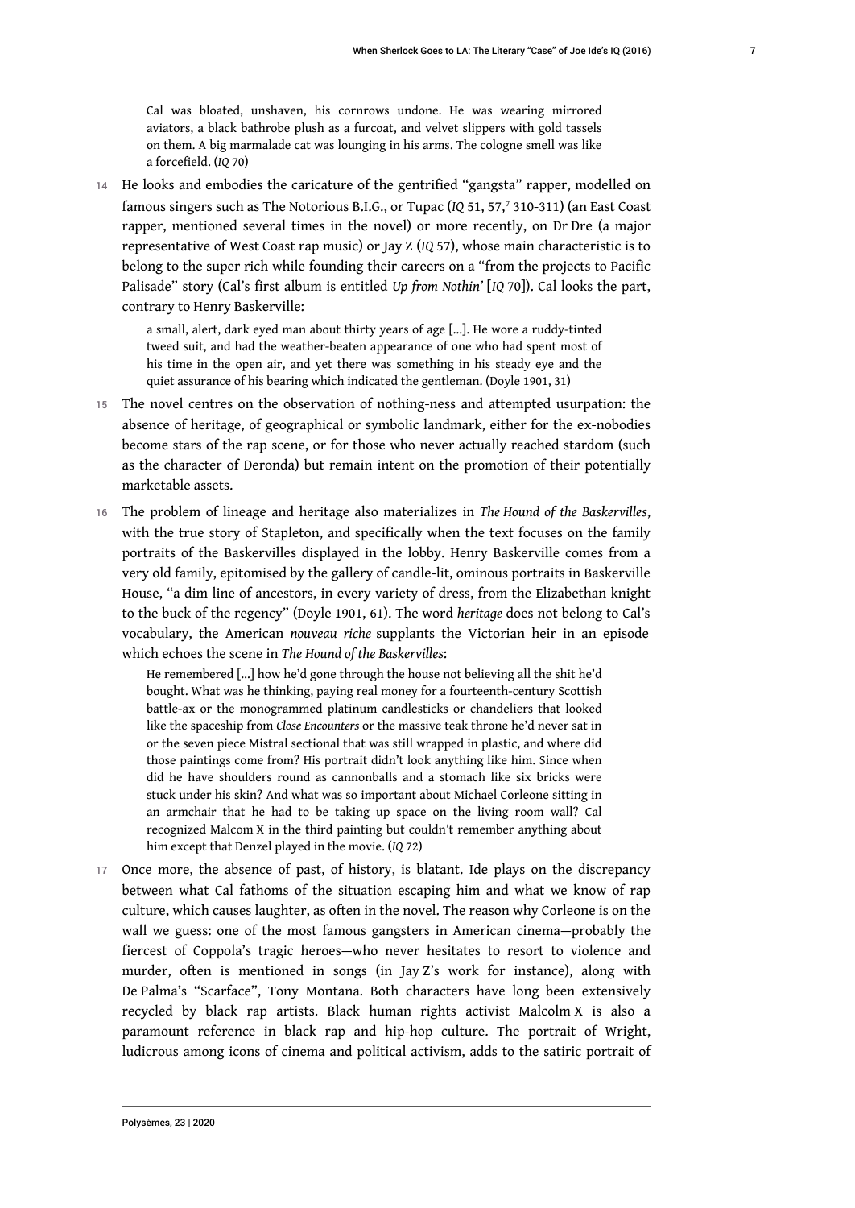> Cal was bloated, unshaven, his cornrows undone. He was wearing mirrored aviators, a black bathrobe plush as a furcoat, and velvet slippers with gold tassels on them. A big marmalade cat was lounging in his arms. The cologne smell was like a forcefield. (*IQ* 70)

14 He looks and embodies the caricature of the gentrified "gangsta" rapper, modelled on famous singers such as The Notorious B.I.G., or Tupac (*IQ* 51, 57,[7] 310-311) (an East Coast rapper, mentioned several times in the novel) or more recently, on Dr Dre (a major representative of West Coast rap music) or Jay Z (*IQ* 57), whose main characteristic is to belong to the super rich while founding their careers on a "from the projects to Pacific Palisade" story (Cal's first album is entitled *Up from Nothin'* [*IQ* 70]). Cal looks the part, contrary to Henry Baskerville:

> a small, alert, dark eyed man about thirty years of age [...]. He wore a ruddy-tinted tweed suit, and had the weather-beaten appearance of one who had spent most of his time in the open air, and yet there was something in his steady eye and the quiet assurance of his bearing which indicated the gentleman. (Doyle 1901, 31)

15 The novel centres on the observation of nothing-ness and attempted usurpation: the absence of heritage, of geographical or symbolic landmark, either for the ex-nobodies become stars of the rap scene, or for those who never actually reached stardom (such as the character of Deronda) but remain intent on the promotion of their potentially marketable assets.

16 The problem of lineage and heritage also materializes in *The Hound of the Baskervilles*, with the true story of Stapleton, and specifically when the text focuses on the family portraits of the Baskervilles displayed in the lobby. Henry Baskerville comes from a very old family, epitomised by the gallery of candle-lit, ominous portraits in Baskerville House, "a dim line of ancestors, in every variety of dress, from the Elizabethan knight to the buck of the regency" (Doyle 1901, 61). The word *heritage* does not belong to Cal's vocabulary, the American *nouveau riche* supplants the Victorian heir in an episode which echoes the scene in *The Hound of the Baskervilles*:

> He remembered [...] how he'd gone through the house not believing all the shit he'd bought. What was he thinking, paying real money for a fourteenth-century Scottish battle-ax or the monogrammed platinum candlesticks or chandeliers that looked like the spaceship from *Close Encounters* or the massive teak throne he'd never sat in or the seven piece Mistral sectional that was still wrapped in plastic, and where did those paintings come from? His portrait didn't look anything like him. Since when did he have shoulders round as cannonballs and a stomach like six bricks were stuck under his skin? And what was so important about Michael Corleone sitting in an armchair that he had to be taking up space on the living room wall? Cal recognized Malcom X in the third painting but couldn't remember anything about him except that Denzel played in the movie. (*IQ* 72)

17 Once more, the absence of past, of history, is blatant. Ide plays on the discrepancy between what Cal fathoms of the situation escaping him and what we know of rap culture, which causes laughter, as often in the novel. The reason why Corleone is on the wall we guess: one of the most famous gangsters in American cinema—probably the fiercest of Coppola's tragic heroes—who never hesitates to resort to violence and murder, often is mentioned in songs (in Jay Z's work for instance), along with De Palma's "Scarface", Tony Montana. Both characters have long been extensively recycled by black rap artists. Black human rights activist Malcolm X is also a paramount reference in black rap and hip-hop culture. The portrait of Wright, ludicrous among icons of cinema and political activism, adds to the satiric portrait of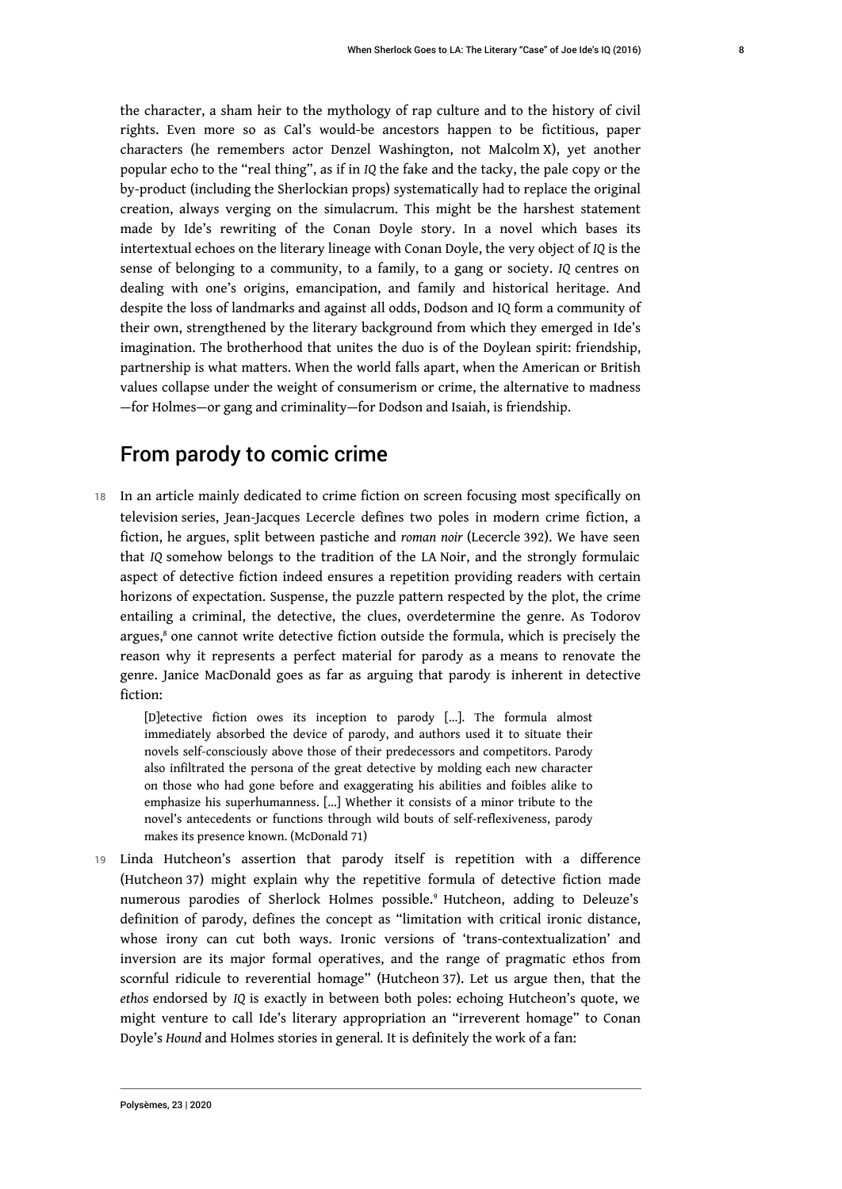the character, a sham heir to the mythology of rap culture and to the history of civil rights. Even more so as Cal's would-be ancestors happen to be fictitious, paper characters (he remembers actor Denzel Washington, not Malcolm X), yet another popular echo to the "real thing", as if in *IQ* the fake and the tacky, the pale copy or the by-product (including the Sherlockian props) systematically had to replace the original creation, always verging on the simulacrum. This might be the harshest statement made by Ide's rewriting of the Conan Doyle story. In a novel which bases its intertextual echoes on the literary lineage with Conan Doyle, the very object of *IQ* is the sense of belonging to a community, to a family, to a gang or society. *IQ* centres on dealing with one's origins, emancipation, and family and historical heritage. And despite the loss of landmarks and against all odds, Dodson and IQ form a community of their own, strengthened by the literary background from which they emerged in Ide's imagination. The brotherhood that unites the duo is of the Doylean spirit: friendship, partnership is what matters. When the world falls apart, when the American or British values collapse under the weight of consumerism or crime, the alternative to madness—for Holmes—or gang and criminality—for Dodson and Isaiah, is friendship.

## From parody to comic crime

18 In an article mainly dedicated to crime fiction on screen focusing most specifically on television series, Jean-Jacques Lecercle defines two poles in modern crime fiction, a fiction, he argues, split between pastiche and *roman noir* (Lecercle 392). We have seen that *IQ* somehow belongs to the tradition of the LA Noir, and the strongly formulaic aspect of detective fiction indeed ensures a repetition providing readers with certain horizons of expectation. Suspense, the puzzle pattern respected by the plot, the crime entailing a criminal, the detective, the clues, overdetermine the genre. As Todorov argues,[8] one cannot write detective fiction outside the formula, which is precisely the reason why it represents a perfect material for parody as a means to renovate the genre. Janice MacDonald goes as far as arguing that parody is inherent in detective fiction:

> [D]etective fiction owes its inception to parody [...]. The formula almost immediately absorbed the device of parody, and authors used it to situate their novels self-consciously above those of their predecessors and competitors. Parody also infiltrated the persona of the great detective by molding each new character on those who had gone before and exaggerating his abilities and foibles alike to emphasize his superhumanness. [...] Whether it consists of a minor tribute to the novel's antecedents or functions through wild bouts of self-reflexiveness, parody makes its presence known. (McDonald 71)

19 Linda Hutcheon's assertion that parody itself is repetition with a difference (Hutcheon 37) might explain why the repetitive formula of detective fiction made numerous parodies of Sherlock Holmes possible.[9] Hutcheon, adding to Deleuze's definition of parody, defines the concept as "limitation with critical ironic distance, whose irony can cut both ways. Ironic versions of 'trans-contextualization' and inversion are its major formal operatives, and the range of pragmatic ethos from scornful ridicule to reverential homage" (Hutcheon 37). Let us argue then, that the *ethos* endorsed by *IQ* is exactly in between both poles: echoing Hutcheon's quote, we might venture to call Ide's literary appropriation an "irreverent homage" to Conan Doyle's *Hound* and Holmes stories in general. It is definitely the work of a fan: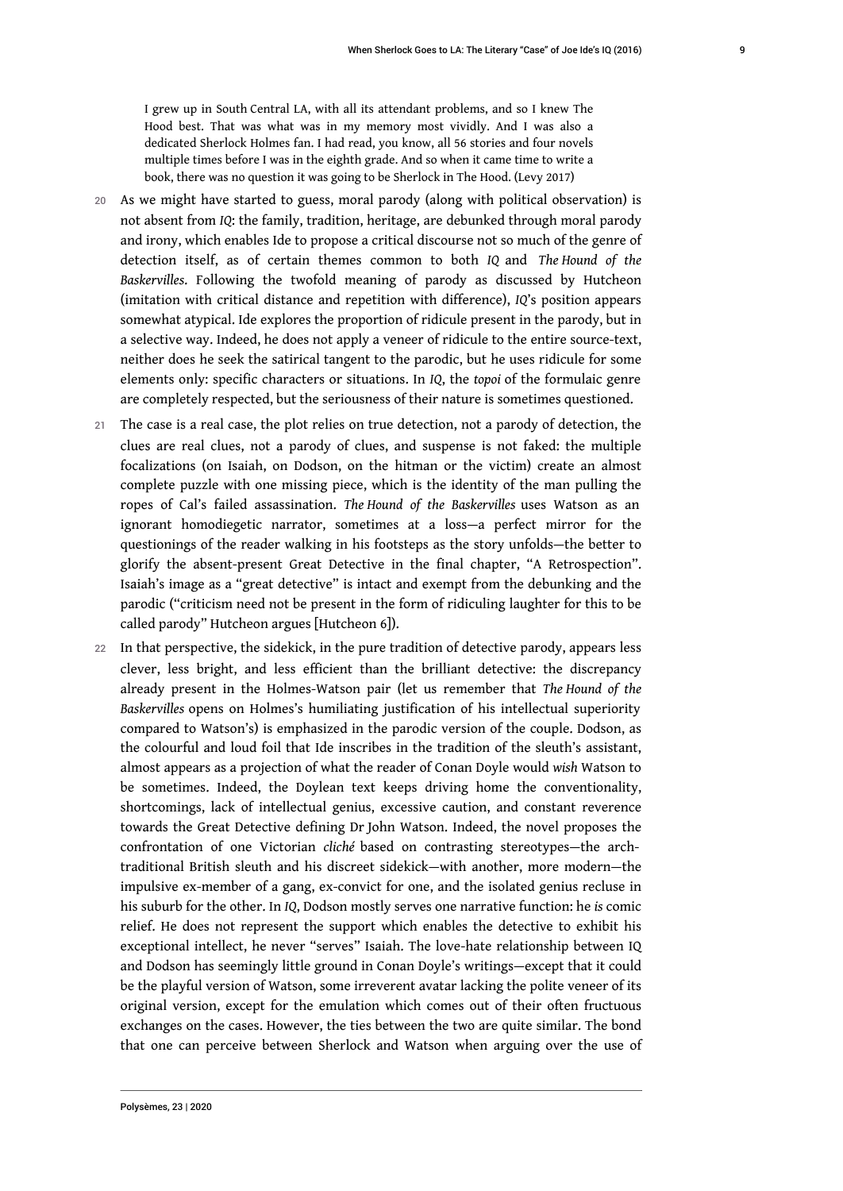> I grew up in South Central LA, with all its attendant problems, and so I knew The Hood best. That was what was in my memory most vividly. And I was also a dedicated Sherlock Holmes fan. I had read, you know, all 56 stories and four novels multiple times before I was in the eighth grade. And so when it came time to write a book, there was no question it was going to be Sherlock in The Hood. (Levy 2017)

20 As we might have started to guess, moral parody (along with political observation) is not absent from *IQ*: the family, tradition, heritage, are debunked through moral parody and irony, which enables Ide to propose a critical discourse not so much of the genre of detection itself, as of certain themes common to both *IQ* and *The Hound of the Baskervilles*. Following the twofold meaning of parody as discussed by Hutcheon (imitation with critical distance and repetition with difference), *IQ*'s position appears somewhat atypical. Ide explores the proportion of ridicule present in the parody, but in a selective way. Indeed, he does not apply a veneer of ridicule to the entire source-text, neither does he seek the satirical tangent to the parodic, but he uses ridicule for some elements only: specific characters or situations. In *IQ*, the *topoi* of the formulaic genre are completely respected, but the seriousness of their nature is sometimes questioned.

21 The case is a real case, the plot relies on true detection, not a parody of detection, the clues are real clues, not a parody of clues, and suspense is not faked: the multiple focalizations (on Isaiah, on Dodson, on the hitman or the victim) create an almost complete puzzle with one missing piece, which is the identity of the man pulling the ropes of Cal's failed assassination. *The Hound of the Baskervilles* uses Watson as an ignorant homodiegetic narrator, sometimes at a loss—a perfect mirror for the questionings of the reader walking in his footsteps as the story unfolds—the better to glorify the absent-present Great Detective in the final chapter, "A Retrospection". Isaiah's image as a "great detective" is intact and exempt from the debunking and the parodic ("criticism need not be present in the form of ridiculing laughter for this to be called parody" Hutcheon argues [Hutcheon 6]).

22 In that perspective, the sidekick, in the pure tradition of detective parody, appears less clever, less bright, and less efficient than the brilliant detective: the discrepancy already present in the Holmes-Watson pair (let us remember that *The Hound of the Baskervilles* opens on Holmes's humiliating justification of his intellectual superiority compared to Watson's) is emphasized in the parodic version of the couple. Dodson, as the colourful and loud foil that Ide inscribes in the tradition of the sleuth's assistant, almost appears as a projection of what the reader of Conan Doyle would *wish* Watson to be sometimes. Indeed, the Doylean text keeps driving home the conventionality, shortcomings, lack of intellectual genius, excessive caution, and constant reverence towards the Great Detective defining Dr John Watson. Indeed, the novel proposes the confrontation of one Victorian *cliché* based on contrasting stereotypes—the arch-traditional British sleuth and his discreet sidekick—with another, more modern—the impulsive ex-member of a gang, ex-convict for one, and the isolated genius recluse in his suburb for the other. In *IQ*, Dodson mostly serves one narrative function: he *is* comic relief. He does not represent the support which enables the detective to exhibit his exceptional intellect, he never "serves" Isaiah. The love-hate relationship between IQ and Dodson has seemingly little ground in Conan Doyle's writings—except that it could be the playful version of Watson, some irreverent avatar lacking the polite veneer of its original version, except for the emulation which comes out of their often fructuous exchanges on the cases. However, the ties between the two are quite similar. The bond that one can perceive between Sherlock and Watson when arguing over the use of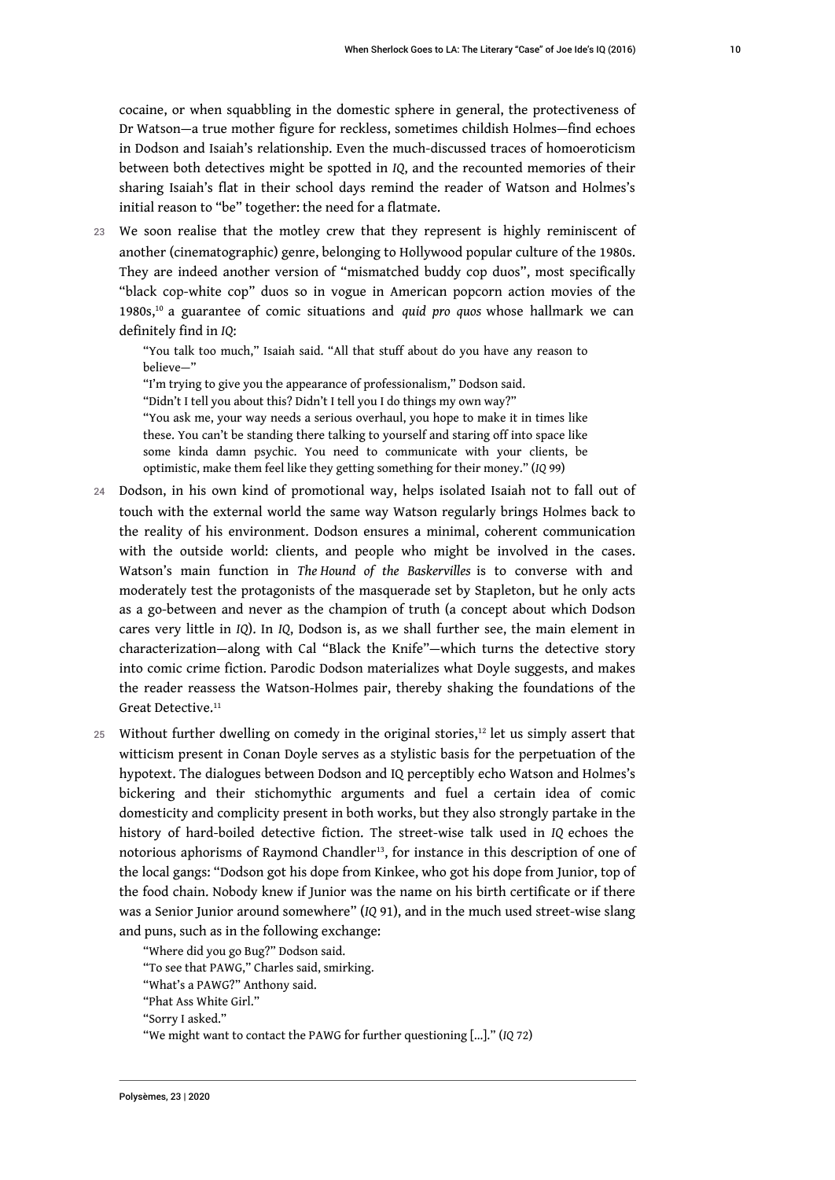cocaine, or when squabbling in the domestic sphere in general, the protectiveness of Dr Watson—a true mother figure for reckless, sometimes childish Holmes—find echoes in Dodson and Isaiah's relationship. Even the much-discussed traces of homoeroticism between both detectives might be spotted in *IQ*, and the recounted memories of their sharing Isaiah's flat in their school days remind the reader of Watson and Holmes's initial reason to "be" together: the need for a flatmate.

23 We soon realise that the motley crew that they represent is highly reminiscent of another (cinematographic) genre, belonging to Hollywood popular culture of the 1980s. They are indeed another version of "mismatched buddy cop duos", most specifically "black cop-white cop" duos so in vogue in American popcorn action movies of the 1980s,[10] a guarantee of comic situations and *quid pro quos* whose hallmark we can definitely find in *IQ*:

> "You talk too much," Isaiah said. "All that stuff about do you have any reason to believe—"
> "I'm trying to give you the appearance of professionalism," Dodson said.
> "Didn't I tell you about this? Didn't I tell you I do things my own way?"
> "You ask me, your way needs a serious overhaul, you hope to make it in times like these. You can't be standing there talking to yourself and staring off into space like some kinda damn psychic. You need to communicate with your clients, be optimistic, make them feel like they getting something for their money." (*IQ* 99)

24 Dodson, in his own kind of promotional way, helps isolated Isaiah not to fall out of touch with the external world the same way Watson regularly brings Holmes back to the reality of his environment. Dodson ensures a minimal, coherent communication with the outside world: clients, and people who might be involved in the cases. Watson's main function in *The Hound of the Baskervilles* is to converse with and moderately test the protagonists of the masquerade set by Stapleton, but he only acts as a go-between and never as the champion of truth (a concept about which Dodson cares very little in *IQ*). In *IQ*, Dodson is, as we shall further see, the main element in characterization—along with Cal "Black the Knife"—which turns the detective story into comic crime fiction. Parodic Dodson materializes what Doyle suggests, and makes the reader reassess the Watson-Holmes pair, thereby shaking the foundations of the Great Detective.[11]

25 Without further dwelling on comedy in the original stories,[12] let us simply assert that witticism present in Conan Doyle serves as a stylistic basis for the perpetuation of the hypotext. The dialogues between Dodson and IQ perceptibly echo Watson and Holmes's bickering and their stichomythic arguments and fuel a certain idea of comic domesticity and complicity present in both works, but they also strongly partake in the history of hard-boiled detective fiction. The street-wise talk used in *IQ* echoes the notorious aphorisms of Raymond Chandler[13], for instance in this description of one of the local gangs: "Dodson got his dope from Kinkee, who got his dope from Junior, top of the food chain. Nobody knew if Junior was the name on his birth certificate or if there was a Senior Junior around somewhere" (*IQ* 91), and in the much used street-wise slang and puns, such as in the following exchange:

> "Where did you go Bug?" Dodson said.
> "To see that PAWG," Charles said, smirking.
> "What's a PAWG?" Anthony said.
> "Phat Ass White Girl."
> "Sorry I asked."
> "We might want to contact the PAWG for further questioning [...]." (*IQ* 72)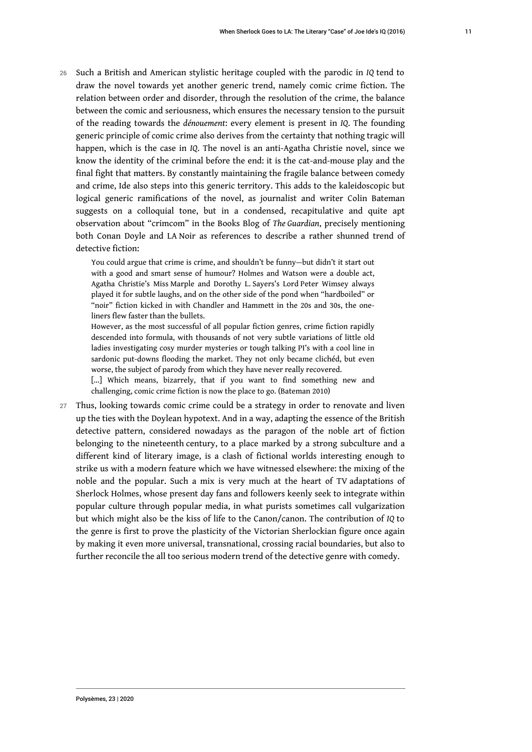26 Such a British and American stylistic heritage coupled with the parodic in *IQ* tend to draw the novel towards yet another generic trend, namely comic crime fiction. The relation between order and disorder, through the resolution of the crime, the balance between the comic and seriousness, which ensures the necessary tension to the pursuit of the reading towards the *dénouement*: every element is present in *IQ*. The founding generic principle of comic crime also derives from the certainty that nothing tragic will happen, which is the case in *IQ*. The novel is an anti-Agatha Christie novel, since we know the identity of the criminal before the end: it is the cat-and-mouse play and the final fight that matters. By constantly maintaining the fragile balance between comedy and crime, Ide also steps into this generic territory. This adds to the kaleidoscopic but logical generic ramifications of the novel, as journalist and writer Colin Bateman suggests on a colloquial tone, but in a condensed, recapitulative and quite apt observation about "crimcom" in the Books Blog of *The Guardian*, precisely mentioning both Conan Doyle and LA Noir as references to describe a rather shunned trend of detective fiction:

> You could argue that crime is crime, and shouldn't be funny—but didn't it start out with a good and smart sense of humour? Holmes and Watson were a double act, Agatha Christie's Miss Marple and Dorothy L. Sayers's Lord Peter Wimsey always played it for subtle laughs, and on the other side of the pond when "hardboiled" or "noir" fiction kicked in with Chandler and Hammett in the 20s and 30s, the one-liners flew faster than the bullets.
>
> However, as the most successful of all popular fiction genres, crime fiction rapidly descended into formula, with thousands of not very subtle variations of little old ladies investigating cosy murder mysteries or tough talking PI's with a cool line in sardonic put-downs flooding the market. They not only became clichéd, but even worse, the subject of parody from which they have never really recovered.
>
> [...] Which means, bizarrely, that if you want to find something new and challenging, comic crime fiction is now the place to go. (Bateman 2010)

27 Thus, looking towards comic crime could be a strategy in order to renovate and liven up the ties with the Doylean hypotext. And in a way, adapting the essence of the British detective pattern, considered nowadays as the paragon of the noble art of fiction belonging to the nineteenth century, to a place marked by a strong subculture and a different kind of literary image, is a clash of fictional worlds interesting enough to strike us with a modern feature which we have witnessed elsewhere: the mixing of the noble and the popular. Such a mix is very much at the heart of TV adaptations of Sherlock Holmes, whose present day fans and followers keenly seek to integrate within popular culture through popular media, in what purists sometimes call vulgarization but which might also be the kiss of life to the Canon/canon. The contribution of *IQ* to the genre is first to prove the plasticity of the Victorian Sherlockian figure once again by making it even more universal, transnational, crossing racial boundaries, but also to further reconcile the all too serious modern trend of the detective genre with comedy.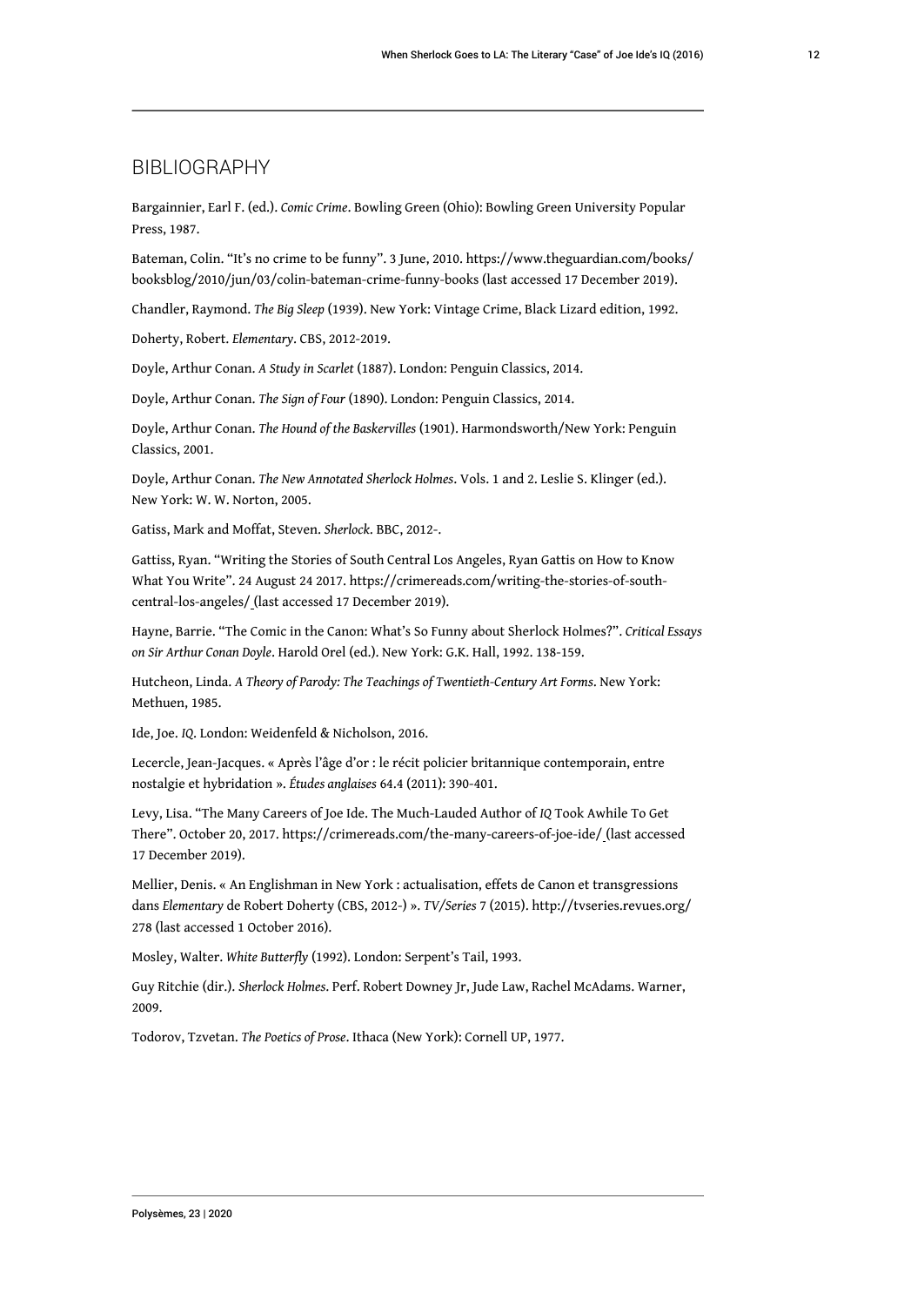## BIBLIOGRAPHY

Bargainnier, Earl F. (ed.). *Comic Crime*. Bowling Green (Ohio): Bowling Green University Popular Press, 1987.

Bateman, Colin. "It's no crime to be funny". 3 June, 2010. https://www.theguardian.com/books/booksblog/2010/jun/03/colin-bateman-crime-funny-books (last accessed 17 December 2019).

Chandler, Raymond. *The Big Sleep* (1939). New York: Vintage Crime, Black Lizard edition, 1992.

Doherty, Robert. *Elementary*. CBS, 2012-2019.

Doyle, Arthur Conan. *A Study in Scarlet* (1887). London: Penguin Classics, 2014.

Doyle, Arthur Conan. *The Sign of Four* (1890). London: Penguin Classics, 2014.

Doyle, Arthur Conan. *The Hound of the Baskervilles* (1901). Harmondsworth/New York: Penguin Classics, 2001.

Doyle, Arthur Conan. *The New Annotated Sherlock Holmes*. Vols. 1 and 2. Leslie S. Klinger (ed.). New York: W. W. Norton, 2005.

Gatiss, Mark and Moffat, Steven. *Sherlock*. BBC, 2012-.

Gattiss, Ryan. "Writing the Stories of South Central Los Angeles, Ryan Gattis on How to Know What You Write". 24 August 24 2017. https://crimereads.com/writing-the-stories-of-south-central-los-angeles/ (last accessed 17 December 2019).

Hayne, Barrie. "The Comic in the Canon: What's So Funny about Sherlock Holmes?". *Critical Essays on Sir Arthur Conan Doyle*. Harold Orel (ed.). New York: G.K. Hall, 1992. 138-159.

Hutcheon, Linda. *A Theory of Parody: The Teachings of Twentieth-Century Art Forms*. New York: Methuen, 1985.

Ide, Joe. *IQ*. London: Weidenfeld & Nicholson, 2016.

Lecercle, Jean-Jacques. « Après l'âge d'or : le récit policier britannique contemporain, entre nostalgie et hybridation ». *Études anglaises* 64.4 (2011): 390-401.

Levy, Lisa. "The Many Careers of Joe Ide. The Much-Lauded Author of *IQ* Took Awhile To Get There". October 20, 2017. https://crimereads.com/the-many-careers-of-joe-ide/ (last accessed 17 December 2019).

Mellier, Denis. « An Englishman in New York : actualisation, effets de Canon et transgressions dans *Elementary* de Robert Doherty (CBS, 2012-) ». *TV/Series* 7 (2015). http://tvseries.revues.org/278 (last accessed 1 October 2016).

Mosley, Walter. *White Butterfly* (1992). London: Serpent's Tail, 1993.

Guy Ritchie (dir.). *Sherlock Holmes*. Perf. Robert Downey Jr, Jude Law, Rachel McAdams. Warner, 2009.

Todorov, Tzvetan. *The Poetics of Prose*. Ithaca (New York): Cornell UP, 1977.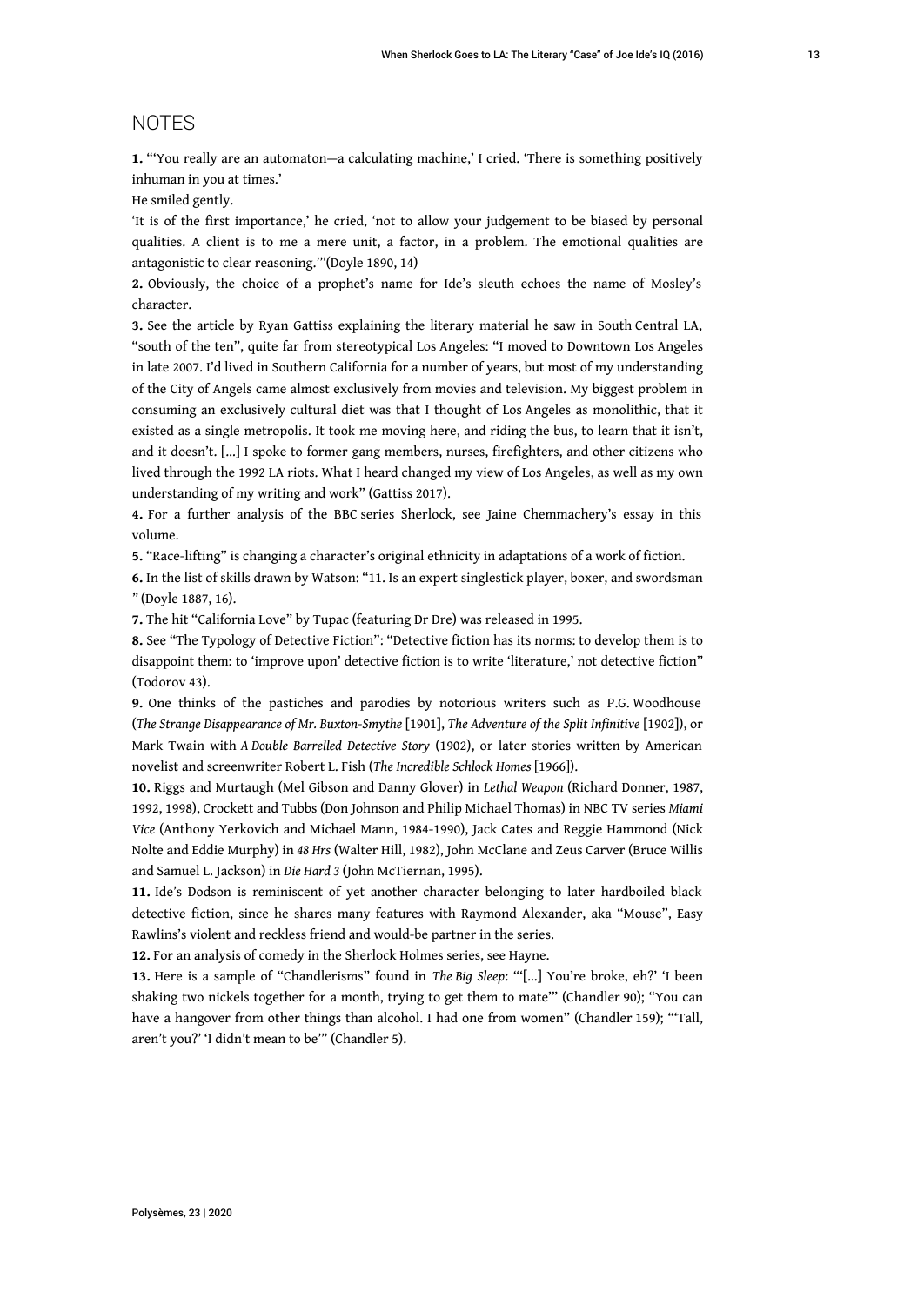## NOTES

**1.** "'You really are an automaton—a calculating machine,' I cried. 'There is something positively inhuman in you at times.'

He smiled gently.

'It is of the first importance,' he cried, 'not to allow your judgement to be biased by personal qualities. A client is to me a mere unit, a factor, in a problem. The emotional qualities are antagonistic to clear reasoning.'"(Doyle 1890, 14)

**2.** Obviously, the choice of a prophet's name for Ide's sleuth echoes the name of Mosley's character.

**3.** See the article by Ryan Gattiss explaining the literary material he saw in South Central LA, "south of the ten", quite far from stereotypical Los Angeles: "I moved to Downtown Los Angeles in late 2007. I'd lived in Southern California for a number of years, but most of my understanding of the City of Angels came almost exclusively from movies and television. My biggest problem in consuming an exclusively cultural diet was that I thought of Los Angeles as monolithic, that it existed as a single metropolis. It took me moving here, and riding the bus, to learn that it isn't, and it doesn't. [...] I spoke to former gang members, nurses, firefighters, and other citizens who lived through the 1992 LA riots. What I heard changed my view of Los Angeles, as well as my own understanding of my writing and work" (Gattiss 2017).

**4.** For a further analysis of the BBC series Sherlock, see Jaine Chemmachery's essay in this volume.

**5.** "Race-lifting" is changing a character's original ethnicity in adaptations of a work of fiction.

**6.** In the list of skills drawn by Watson: "11. Is an expert singlestick player, boxer, and swordsman " (Doyle 1887, 16).

**7.** The hit "California Love" by Tupac (featuring Dr Dre) was released in 1995.

**8.** See "The Typology of Detective Fiction": "Detective fiction has its norms: to develop them is to disappoint them: to 'improve upon' detective fiction is to write 'literature,' not detective fiction" (Todorov 43).

**9.** One thinks of the pastiches and parodies by notorious writers such as P.G. Woodhouse (*The Strange Disappearance of Mr. Buxton-Smythe* [1901], *The Adventure of the Split Infinitive* [1902]), or Mark Twain with *A Double Barrelled Detective Story* (1902), or later stories written by American novelist and screenwriter Robert L. Fish (*The Incredible Schlock Homes* [1966]).

**10.** Riggs and Murtaugh (Mel Gibson and Danny Glover) in *Lethal Weapon* (Richard Donner, 1987, 1992, 1998), Crockett and Tubbs (Don Johnson and Philip Michael Thomas) in NBC TV series *Miami Vice* (Anthony Yerkovich and Michael Mann, 1984-1990), Jack Cates and Reggie Hammond (Nick Nolte and Eddie Murphy) in *48 Hrs* (Walter Hill, 1982), John McClane and Zeus Carver (Bruce Willis and Samuel L. Jackson) in *Die Hard 3* (John McTiernan, 1995).

**11.** Ide's Dodson is reminiscent of yet another character belonging to later hardboiled black detective fiction, since he shares many features with Raymond Alexander, aka "Mouse", Easy Rawlins's violent and reckless friend and would-be partner in the series.

**12.** For an analysis of comedy in the Sherlock Holmes series, see Hayne.

**13.** Here is a sample of "Chandlerisms" found in *The Big Sleep*: "'[...] You're broke, eh?' 'I been shaking two nickels together for a month, trying to get them to mate'" (Chandler 90); "You can have a hangover from other things than alcohol. I had one from women" (Chandler 159); "'Tall, aren't you?' 'I didn't mean to be'" (Chandler 5).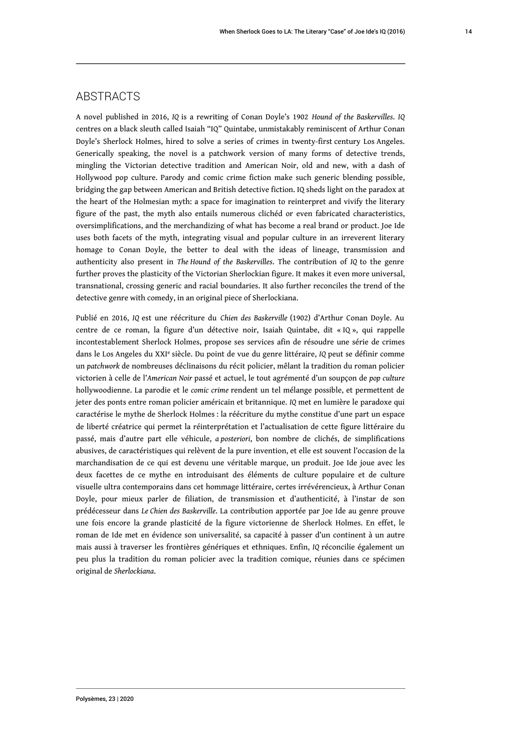## ABSTRACTS

A novel published in 2016, *IQ* is a rewriting of Conan Doyle's 1902 *Hound of the Baskervilles*. *IQ* centres on a black sleuth called Isaiah "IQ" Quintabe, unmistakably reminiscent of Arthur Conan Doyle's Sherlock Holmes, hired to solve a series of crimes in twenty-first century Los Angeles. Generically speaking, the novel is a patchwork version of many forms of detective trends, mingling the Victorian detective tradition and American Noir, old and new, with a dash of Hollywood pop culture. Parody and comic crime fiction make such generic blending possible, bridging the gap between American and British detective fiction. IQ sheds light on the paradox at the heart of the Holmesian myth: a space for imagination to reinterpret and vivify the literary figure of the past, the myth also entails numerous clichéd or even fabricated characteristics, oversimplifications, and the merchandizing of what has become a real brand or product. Joe Ide uses both facets of the myth, integrating visual and popular culture in an irreverent literary homage to Conan Doyle, the better to deal with the ideas of lineage, transmission and authenticity also present in *The Hound of the Baskervilles*. The contribution of *IQ* to the genre further proves the plasticity of the Victorian Sherlockian figure. It makes it even more universal, transnational, crossing generic and racial boundaries. It also further reconciles the trend of the detective genre with comedy, in an original piece of Sherlockiana.

Publié en 2016, *IQ* est une réécriture du *Chien des Baskerville* (1902) d'Arthur Conan Doyle. Au centre de ce roman, la figure d'un détective noir, Isaiah Quintabe, dit « IQ », qui rappelle incontestablement Sherlock Holmes, propose ses services afin de résoudre une série de crimes dans le Los Angeles du XXI^e^ siècle. Du point de vue du genre littéraire, *IQ* peut se définir comme un *patchwork* de nombreuses déclinaisons du récit policier, mêlant la tradition du roman policier victorien à celle de l'*American Noir* passé et actuel, le tout agrémenté d'un soupçon de *pop culture* hollywoodienne. La parodie et le *comic crime* rendent un tel mélange possible, et permettent de jeter des ponts entre roman policier américain et britannique. *IQ* met en lumière le paradoxe qui caractérise le mythe de Sherlock Holmes : la réécriture du mythe constitue d'une part un espace de liberté créatrice qui permet la réinterprétation et l'actualisation de cette figure littéraire du passé, mais d'autre part elle véhicule, *a posteriori*, bon nombre de clichés, de simplifications abusives, de caractéristiques qui relèvent de la pure invention, et elle est souvent l'occasion de la marchandisation de ce qui est devenu une véritable marque, un produit. Joe Ide joue avec les deux facettes de ce mythe en introduisant des éléments de culture populaire et de culture visuelle ultra contemporains dans cet hommage littéraire, certes irrévérencieux, à Arthur Conan Doyle, pour mieux parler de filiation, de transmission et d'authenticité, à l'instar de son prédécesseur dans *Le Chien des Baskerville*. La contribution apportée par Joe Ide au genre prouve une fois encore la grande plasticité de la figure victorienne de Sherlock Holmes. En effet, le roman de Ide met en évidence son universalité, sa capacité à passer d'un continent à un autre mais aussi à traverser les frontières génériques et ethniques. Enfin, *IQ* réconcilie également un peu plus la tradition du roman policier avec la tradition comique, réunies dans ce spécimen original de *Sherlockiana*.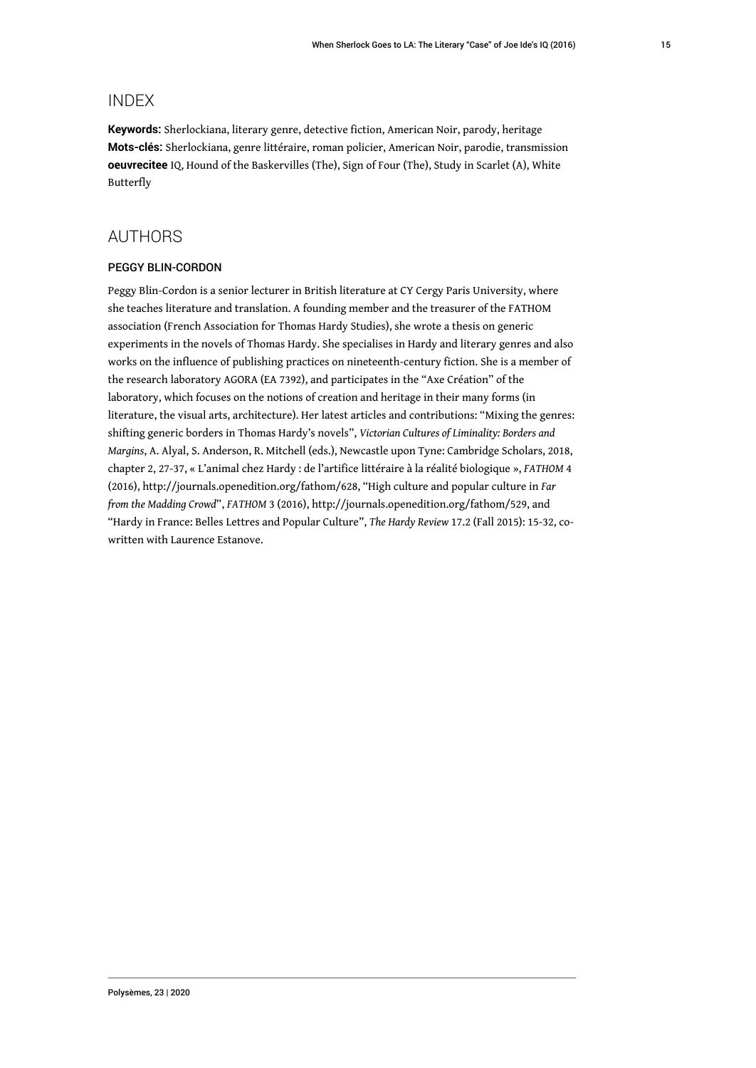## INDEX

**Keywords:** Sherlockiana, literary genre, detective fiction, American Noir, parody, heritage
**Mots-clés:** Sherlockiana, genre littéraire, roman policier, American Noir, parodie, transmission
**oeuvrecitee** IQ, Hound of the Baskervilles (The), Sign of Four (The), Study in Scarlet (A), White Butterfly

## AUTHORS

### PEGGY BLIN-CORDON

Peggy Blin-Cordon is a senior lecturer in British literature at CY Cergy Paris University, where she teaches literature and translation. A founding member and the treasurer of the FATHOM association (French Association for Thomas Hardy Studies), she wrote a thesis on generic experiments in the novels of Thomas Hardy. She specialises in Hardy and literary genres and also works on the influence of publishing practices on nineteenth-century fiction. She is a member of the research laboratory AGORA (EA 7392), and participates in the "Axe Création" of the laboratory, which focuses on the notions of creation and heritage in their many forms (in literature, the visual arts, architecture). Her latest articles and contributions: "Mixing the genres: shifting generic borders in Thomas Hardy's novels", *Victorian Cultures of Liminality: Borders and Margins*, A. Alyal, S. Anderson, R. Mitchell (eds.), Newcastle upon Tyne: Cambridge Scholars, 2018, chapter 2, 27-37, « L'animal chez Hardy : de l'artifice littéraire à la réalité biologique », *FATHOM* 4 (2016), http://journals.openedition.org/fathom/628, "High culture and popular culture in *Far from the Madding Crowd*", *FATHOM* 3 (2016), http://journals.openedition.org/fathom/529, and "Hardy in France: Belles Lettres and Popular Culture", *The Hardy Review* 17.2 (Fall 2015): 15-32, co-written with Laurence Estanove.